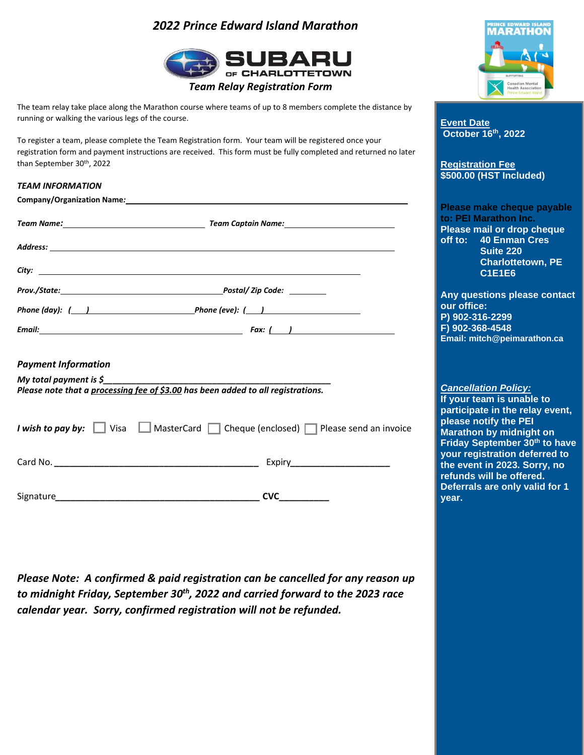# *2022 Prince Edward Island Marathon*

SUBARU OF CHARLOTTETOWN

## *Team Relay Registration Form*

The team relay take place along the Marathon course where teams of up to 8 members complete the distance by running or walking the various legs of the course.

To register a team, please complete the Team Registration form. Your team will be registered once your registration form and payment instructions are received. This form must be fully completed and returned no later than September 30th, 2022

### *TEAM INFORMATION*

**Company/Organization Name:** ______________________________

***Team Name:*** ______________________ ***Team Captain Name:*** ______________________

***Address:*** ______________________________

***City:*** ______________________________

***Prov./State:*** ______________________ ***Postal/ Zip Code:*** __________

***Phone (day):*** ***(___)*** ______________________ ***Phone (eve):*** ***(___)*** ______________________

***Email:*** ______________________ ***Fax:*** ***(___)*** ______________________

### *Payment Information*

***My total payment is $*** ______________________________

***Please note that a processing fee of $3.00 has been added to all registrations.***

***I wish to pay by:*** ☐ Visa ☐ MasterCard ☐ Cheque (enclosed) ☐ Please send an invoice

Card No. ______________________________ Expiry ______________________

Signature ______________________________ **CVC** __________

***Please Note: A confirmed & paid registration can be cancelled for any reason up to midnight Friday, September 30th, 2022 and carried forward to the 2023 race calendar year. Sorry, confirmed registration will not be refunded.***

---

**Event Date**
**October 16th, 2022**

**Registration Fee**
**$500.00 (HST Included)**

**Please make cheque payable to: PEI Marathon Inc.**
**Please mail or drop cheque off to: 40 Enman Cres**
**Suite 220**
**Charlottetown, PE**
**C1E1E6**

**Any questions please contact our office:**
**P) 902-316-2299**
**F) 902-368-4548**
**Email: mitch@peimarathon.ca**

***Cancellation Policy:***
**If your team is unable to participate in the relay event, please notify the PEI Marathon by midnight on Friday September 30th to have your registration deferred to the event in 2023. Sorry, no refunds will be offered. Deferrals are only valid for 1 year.**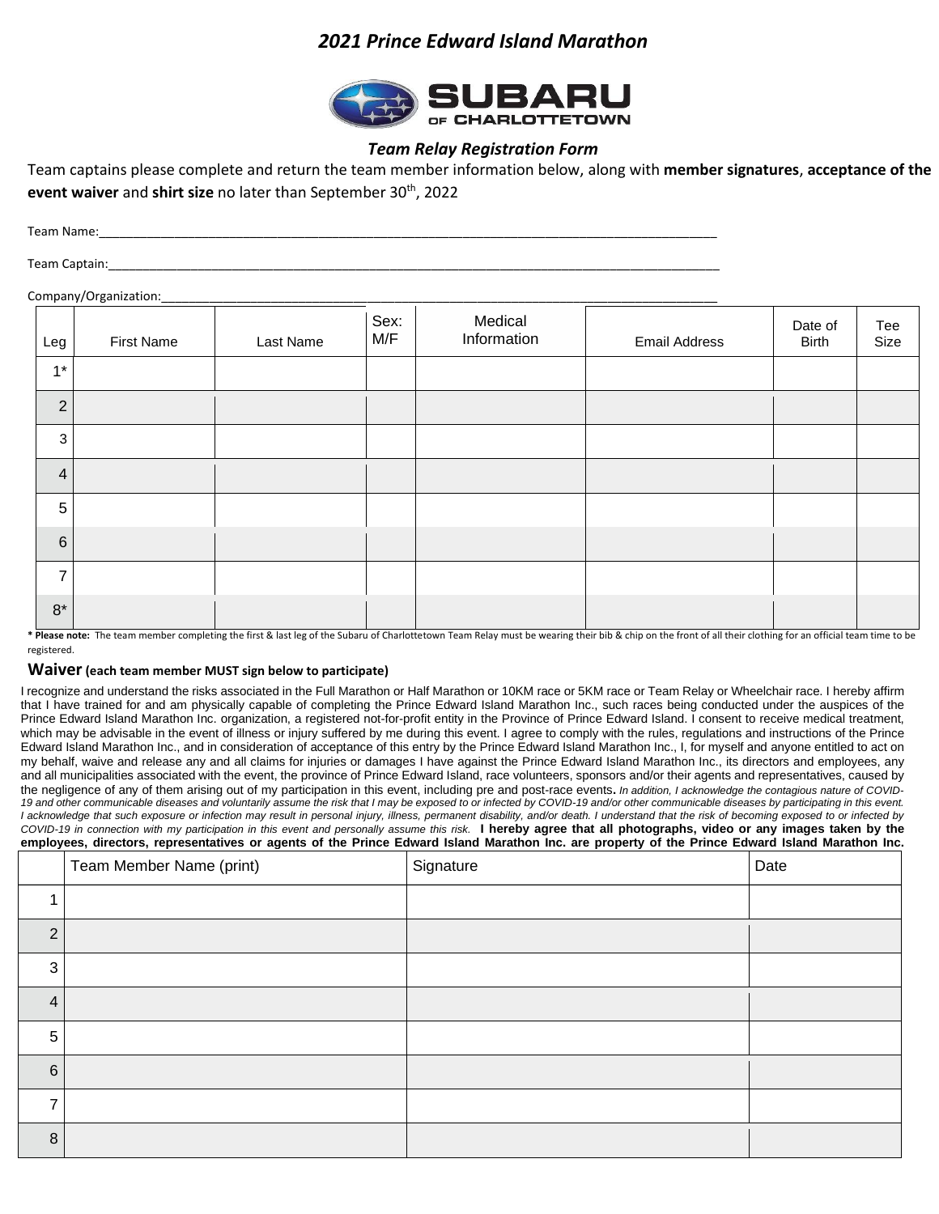# *2021 Prince Edward Island Marathon*

SUBARU OF CHARLOTTETOWN

### *Team Relay Registration Form*

Team captains please complete and return the team member information below, along with **member signatures**, **acceptance of the event waiver** and **shirt size** no later than September 30th, 2022

Team Name:\_\_\_\_\_\_\_\_\_\_\_\_\_\_\_\_\_\_\_\_\_\_\_\_\_\_\_\_\_\_\_\_\_\_\_\_\_\_\_\_\_\_\_\_\_\_\_\_\_\_\_\_\_\_\_\_\_\_\_\_\_\_\_\_\_\_\_\_\_\_\_\_\_\_\_\_\_\_\_\_

Team Captain:\_\_\_\_\_\_\_\_\_\_\_\_\_\_\_\_\_\_\_\_\_\_\_\_\_\_\_\_\_\_\_\_\_\_\_\_\_\_\_\_\_\_\_\_\_\_\_\_\_\_\_\_\_\_\_\_\_\_\_\_\_\_\_\_\_\_\_\_\_\_\_\_\_\_\_\_\_\_\_

Company/Organization:\_\_\_\_\_\_\_\_\_\_\_\_\_\_\_\_\_\_\_\_\_\_\_\_\_\_\_\_\_\_\_\_\_\_\_\_\_\_\_\_\_\_\_\_\_\_\_\_\_\_\_\_\_\_\_\_\_\_\_\_\_\_\_\_\_\_\_\_\_\_\_\_

| Leg | First Name | Last Name | Sex: M/F | Medical Information | Email Address | Date of Birth | Tee Size |
|---|---|---|---|---|---|---|---|
| 1* | | | | | | | |
| 2 | | | | | | | |
| 3 | | | | | | | |
| 4 | | | | | | | |
| 5 | | | | | | | |
| 6 | | | | | | | |
| 7 | | | | | | | |
| 8* | | | | | | | |

**\* Please note:** The team member completing the first & last leg of the Subaru of Charlottetown Team Relay must be wearing their bib & chip on the front of all their clothing for an official team time to be registered.

## Waiver (each team member MUST sign below to participate)

I recognize and understand the risks associated in the Full Marathon or Half Marathon or 10KM race or 5KM race or Team Relay or Wheelchair race. I hereby affirm that I have trained for and am physically capable of completing the Prince Edward Island Marathon Inc., such races being conducted under the auspices of the Prince Edward Island Marathon Inc. organization, a registered not-for-profit entity in the Province of Prince Edward Island. I consent to receive medical treatment, which may be advisable in the event of illness or injury suffered by me during this event. I agree to comply with the rules, regulations and instructions of the Prince Edward Island Marathon Inc., and in consideration of acceptance of this entry by the Prince Edward Island Marathon Inc., I, for myself and anyone entitled to act on my behalf, waive and release any and all claims for injuries or damages I have against the Prince Edward Island Marathon Inc., its directors and employees, any and all municipalities associated with the event, the province of Prince Edward Island, race volunteers, sponsors and/or their agents and representatives, caused by the negligence of any of them arising out of my participation in this event, including pre and post-race events**.** *In addition, I acknowledge the contagious nature of COVID-19 and other communicable diseases and voluntarily assume the risk that I may be exposed to or infected by COVID-19 and/or other communicable diseases by participating in this event. I acknowledge that such exposure or infection may result in personal injury, illness, permanent disability, and/or death. I understand that the risk of becoming exposed to or infected by COVID-19 in connection with my participation in this event and personally assume this risk.* **I hereby agree that all photographs, video or any images taken by the employees, directors, representatives or agents of the Prince Edward Island Marathon Inc. are property of the Prince Edward Island Marathon Inc.**

| | Team Member Name (print) | Signature | Date |
|---|---|---|---|
| 1 | | | |
| 2 | | | |
| 3 | | | |
| 4 | | | |
| 5 | | | |
| 6 | | | |
| 7 | | | |
| 8 | | | |